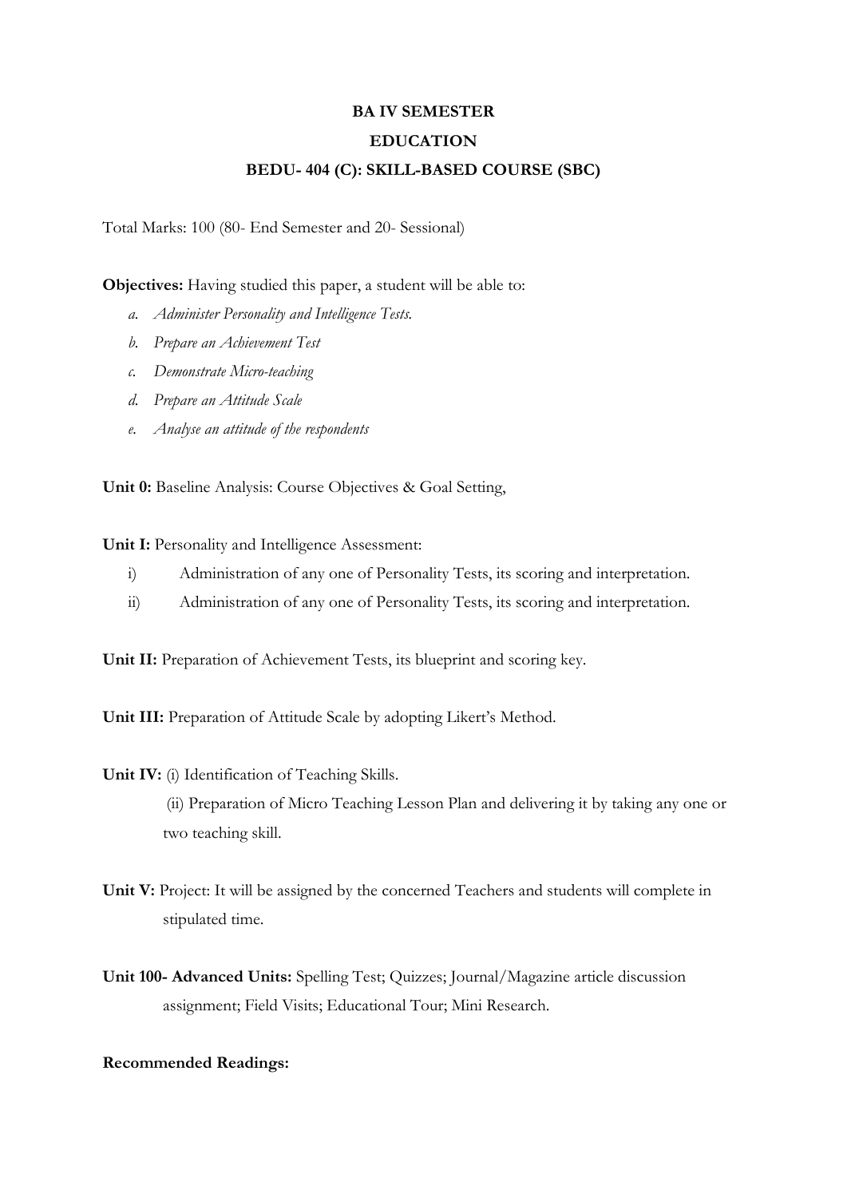**BA IV SEMESTER**

**EDUCATION**

**BEDU- 404 (C): SKILL-BASED COURSE (SBC)**

Total Marks: 100 (80- End Semester and 20- Sessional)

**Objectives:** Having studied this paper, a student will be able to:

- *a. Administer Personality and Intelligence Tests.*
- *b. Prepare an Achievement Test*
- *c. Demonstrate Micro-teaching*
- *d. Prepare an Attitude Scale*
- *e. Analyse an attitude of the respondents*

**Unit 0:** Baseline Analysis: Course Objectives & Goal Setting,

**Unit I:** Personality and Intelligence Assessment:

- i) Administration of any one of Personality Tests, its scoring and interpretation.
- ii) Administration of any one of Personality Tests, its scoring and interpretation.

**Unit II:** Preparation of Achievement Tests, its blueprint and scoring key.

**Unit III:** Preparation of Attitude Scale by adopting Likert's Method.

**Unit IV:** (i) Identification of Teaching Skills.

(ii) Preparation of Micro Teaching Lesson Plan and delivering it by taking any one or two teaching skill.

**Unit V:** Project: It will be assigned by the concerned Teachers and students will complete in stipulated time.

**Unit 100- Advanced Units:** Spelling Test; Quizzes; Journal/Magazine article discussion assignment; Field Visits; Educational Tour; Mini Research.

**Recommended Readings:**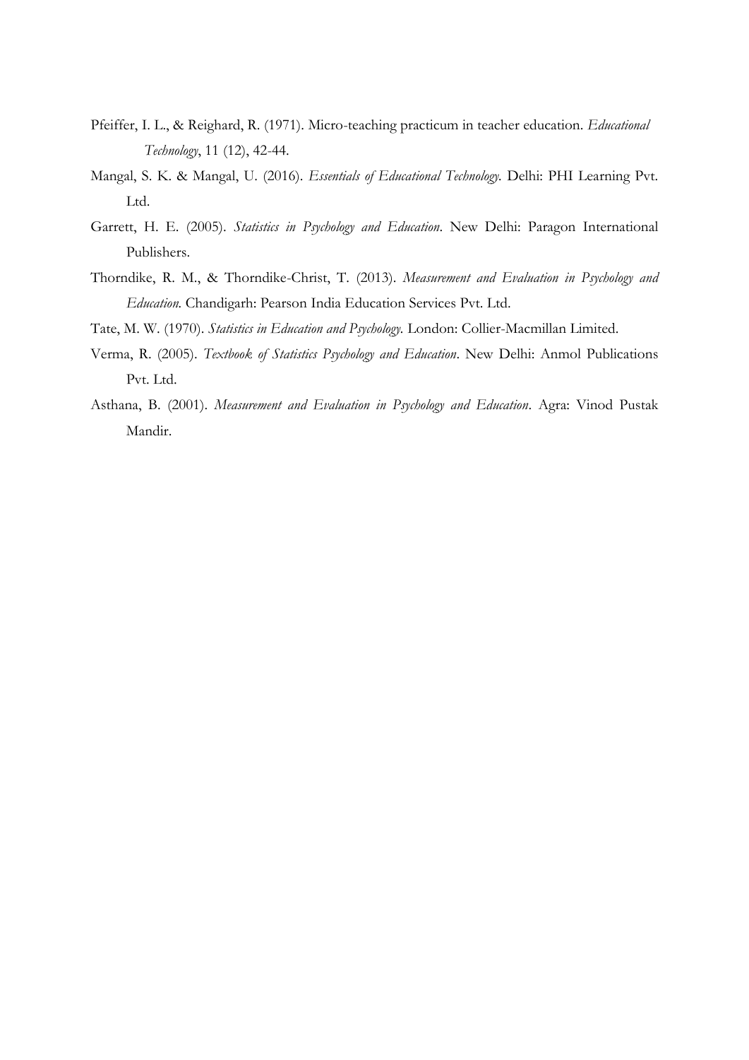Pfeiffer, I. L., & Reighard, R. (1971). Micro-teaching practicum in teacher education. *Educational Technology*, 11 (12), 42-44.

Mangal, S. K. & Mangal, U. (2016). *Essentials of Educational Technology.* Delhi: PHI Learning Pvt. Ltd.

Garrett, H. E. (2005). *Statistics in Psychology and Education*. New Delhi: Paragon International Publishers.

Thorndike, R. M., & Thorndike-Christ, T. (2013). *Measurement and Evaluation in Psychology and Education.* Chandigarh: Pearson India Education Services Pvt. Ltd.

Tate, M. W. (1970). *Statistics in Education and Psychology.* London: Collier-Macmillan Limited.

Verma, R. (2005). *Textbook of Statistics Psychology and Education*. New Delhi: Anmol Publications Pvt. Ltd.

Asthana, B. (2001). *Measurement and Evaluation in Psychology and Education*. Agra: Vinod Pustak Mandir.